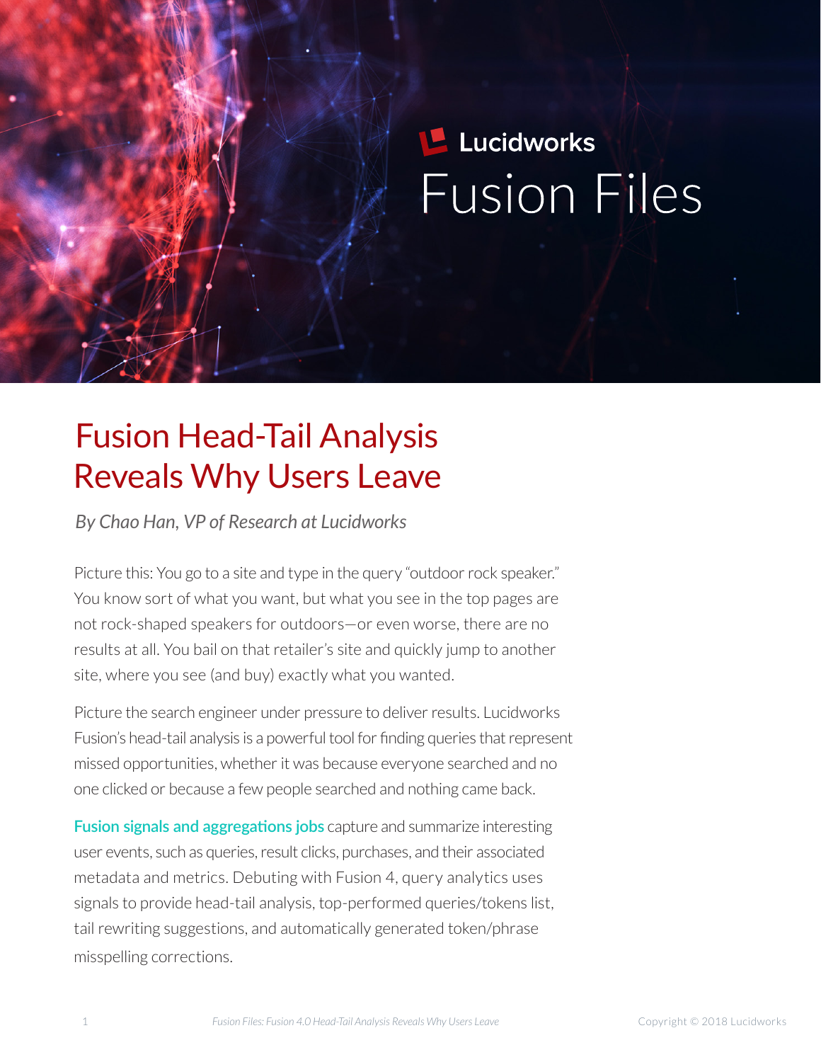Lucidworks

Fusion Files

# Fusion Head-Tail Analysis Reveals Why Users Leave

*By Chao Han, VP of Research at Lucidworks*

Picture this: You go to a site and type in the query "outdoor rock speaker." You know sort of what you want, but what you see in the top pages are not rock-shaped speakers for outdoors—or even worse, there are no results at all. You bail on that retailer's site and quickly jump to another site, where you see (and buy) exactly what you wanted.

Picture the search engineer under pressure to deliver results. Lucidworks Fusion's head-tail analysis is a powerful tool for finding queries that represent missed opportunities, whether it was because everyone searched and no one clicked or because a few people searched and nothing came back.

Fusion signals and aggregations jobs capture and summarize interesting user events, such as queries, result clicks, purchases, and their associated metadata and metrics. Debuting with Fusion 4, query analytics uses signals to provide head-tail analysis, top-performed queries/tokens list, tail rewriting suggestions, and automatically generated token/phrase misspelling corrections.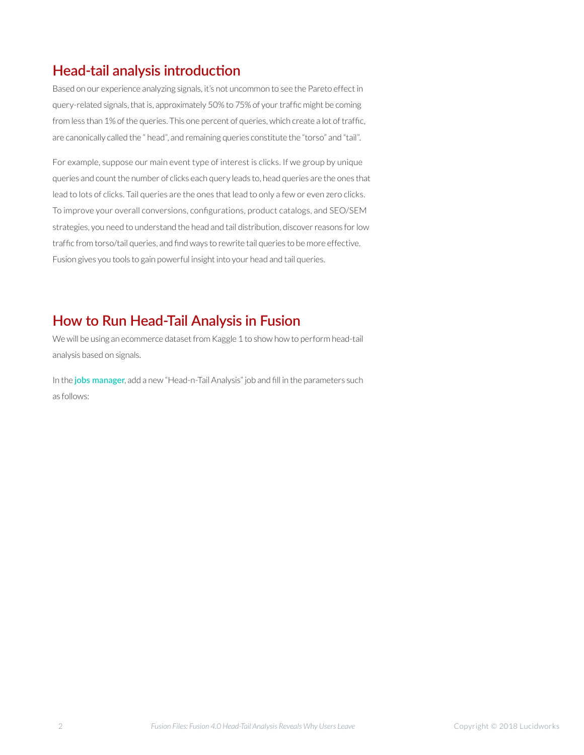## Head-tail analysis introduction

Based on our experience analyzing signals, it's not uncommon to see the Pareto effect in query-related signals, that is, approximately 50% to 75% of your traffic might be coming from less than 1% of the queries. This one percent of queries, which create a lot of traffic, are canonically called the " head", and remaining queries constitute the "torso" and "tail".

For example, suppose our main event type of interest is clicks. If we group by unique queries and count the number of clicks each query leads to, head queries are the ones that lead to lots of clicks. Tail queries are the ones that lead to only a few or even zero clicks. To improve your overall conversions, configurations, product catalogs, and SEO/SEM strategies, you need to understand the head and tail distribution, discover reasons for low traffic from torso/tail queries, and find ways to rewrite tail queries to be more effective. Fusion gives you tools to gain powerful insight into your head and tail queries.

## How to Run Head-Tail Analysis in Fusion

We will be using an ecommerce dataset from Kaggle 1 to show how to perform head-tail analysis based on signals.

In the **jobs manager**, add a new "Head-n-Tail Analysis" job and fill in the parameters such as follows: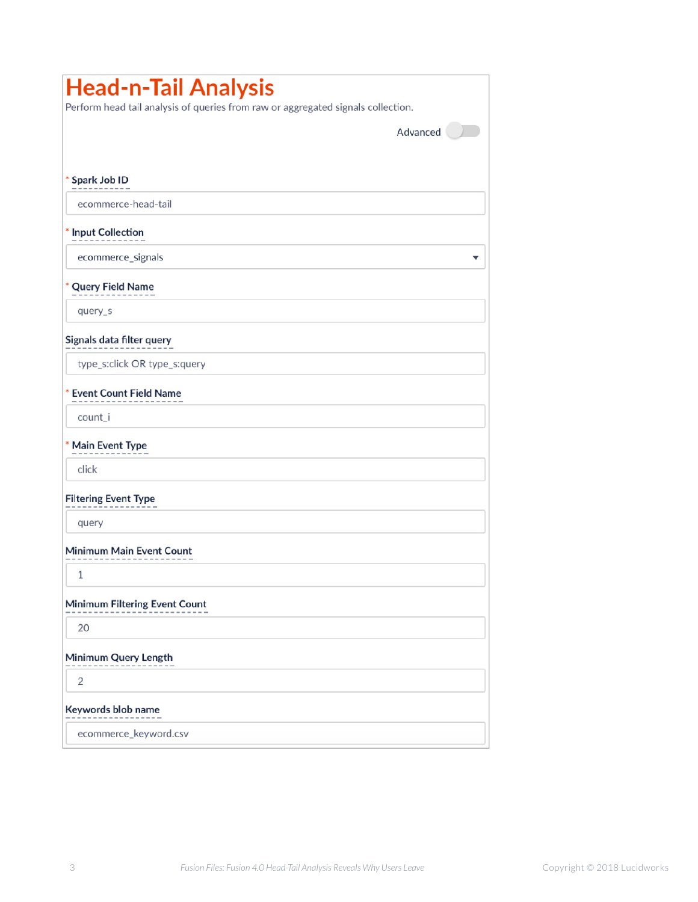# Head-n-Tail Analysis

Perform head tail analysis of queries from raw or aggregated signals collection.

Advanced

\* Spark Job ID

ecommerce-head-tail

\* Input Collection

ecommerce_signals

\* Query Field Name

query_s

Signals data filter query

type_s:click OR type_s:query

\* Event Count Field Name

count_i

\* Main Event Type

click

Filtering Event Type

query

Minimum Main Event Count

1

Minimum Filtering Event Count

20

Minimum Query Length

2

Keywords blob name

ecommerce_keyword.csv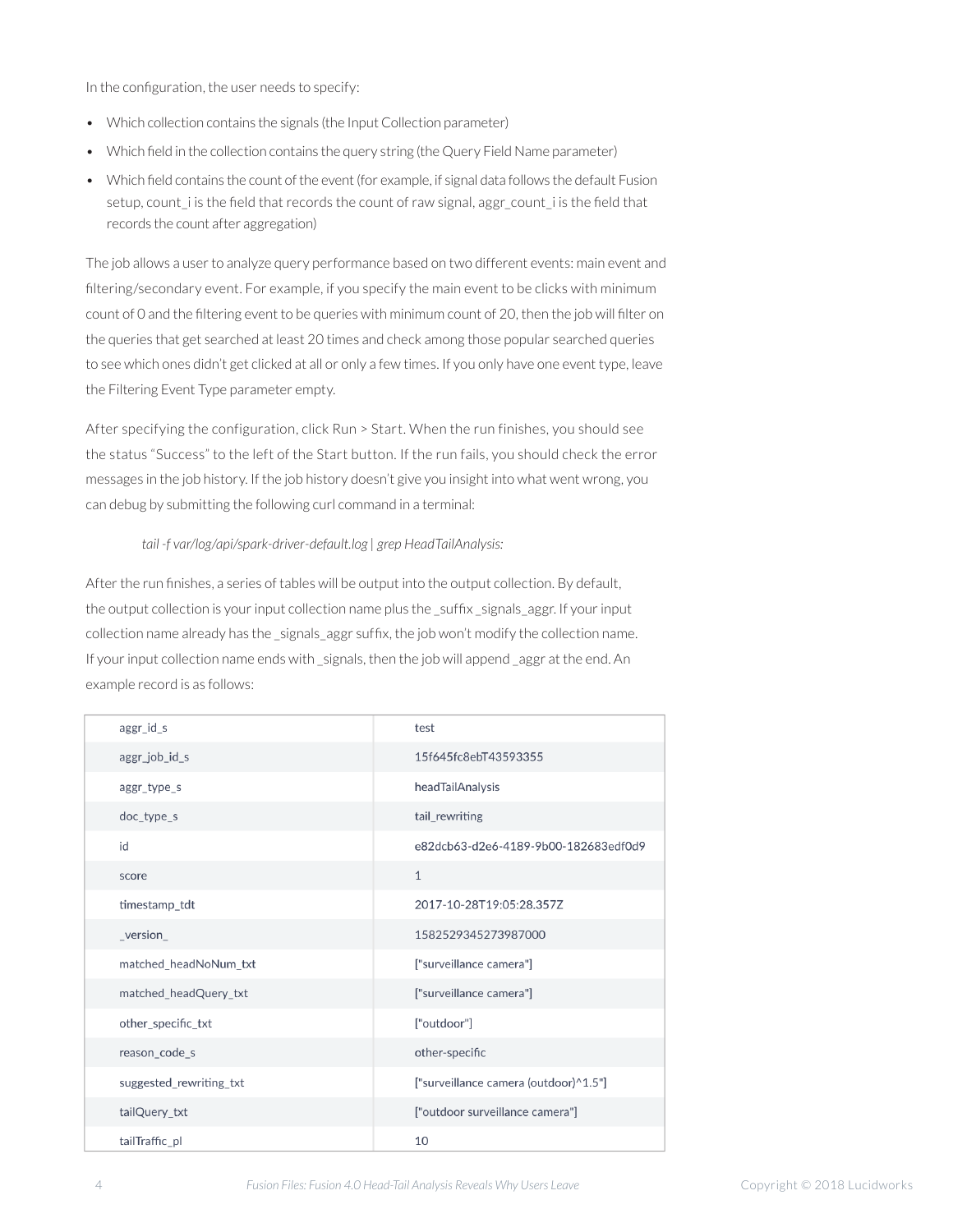In the configuration, the user needs to specify:

- Which collection contains the signals (the Input Collection parameter)
- Which field in the collection contains the query string (the Query Field Name parameter)
- Which field contains the count of the event (for example, if signal data follows the default Fusion setup, count_i is the field that records the count of raw signal, aggr_count_i is the field that records the count after aggregation)

The job allows a user to analyze query performance based on two different events: main event and filtering/secondary event. For example, if you specify the main event to be clicks with minimum count of 0 and the filtering event to be queries with minimum count of 20, then the job will filter on the queries that get searched at least 20 times and check among those popular searched queries to see which ones didn't get clicked at all or only a few times. If you only have one event type, leave the Filtering Event Type parameter empty.

After specifying the configuration, click Run > Start. When the run finishes, you should see the status "Success" to the left of the Start button. If the run fails, you should check the error messages in the job history. If the job history doesn't give you insight into what went wrong, you can debug by submitting the following curl command in a terminal:

*tail -f var/log/api/spark-driver-default.log | grep HeadTailAnalysis:*

After the run finishes, a series of tables will be output into the output collection. By default, the output collection is your input collection name plus the _suffix _signals_aggr. If your input collection name already has the _signals_aggr suffix, the job won't modify the collection name. If your input collection name ends with _signals, then the job will append _aggr at the end. An example record is as follows:

| | |
|---|---|
| aggr_id_s | test |
| aggr_job_id_s | 15f645fc8ebT43593355 |
| aggr_type_s | headTailAnalysis |
| doc_type_s | tail_rewriting |
| id | e82dcb63-d2e6-4189-9b00-182683edf0d9 |
| score | 1 |
| timestamp_tdt | 2017-10-28T19:05:28.357Z |
| _version_ | 1582529345273987000 |
| matched_headNoNum_txt | ["surveillance camera"] |
| matched_headQuery_txt | ["surveillance camera"] |
| other_specific_txt | ["outdoor"] |
| reason_code_s | other-specific |
| suggested_rewriting_txt | ["surveillance camera (outdoor)^1.5"] |
| tailQuery_txt | ["outdoor surveillance camera"] |
| tailTraffic_pl | 10 |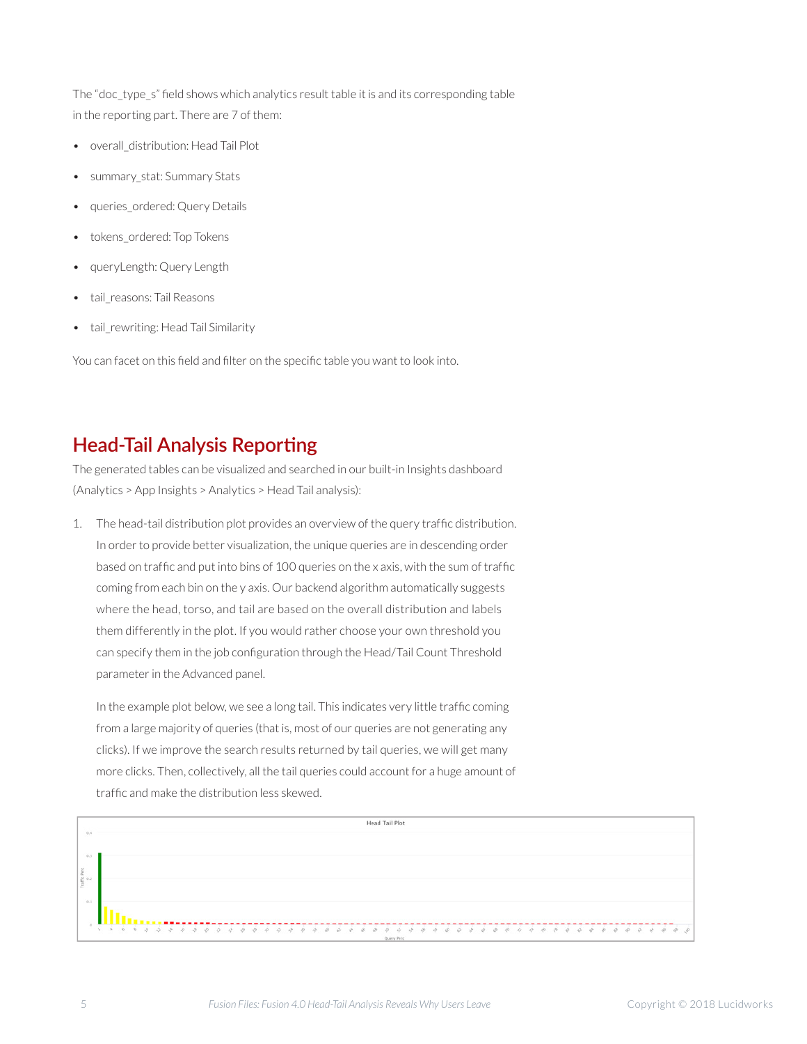The "doc_type_s" field shows which analytics result table it is and its corresponding table in the reporting part. There are 7 of them:

- overall_distribution: Head Tail Plot
- summary_stat: Summary Stats
- queries_ordered: Query Details
- tokens_ordered: Top Tokens
- queryLength: Query Length
- tail_reasons: Tail Reasons
- tail_rewriting: Head Tail Similarity

You can facet on this field and filter on the specific table you want to look into.

## Head-Tail Analysis Reporting

The generated tables can be visualized and searched in our built-in Insights dashboard (Analytics > App Insights > Analytics > Head Tail analysis):

1. The head-tail distribution plot provides an overview of the query traffic distribution. In order to provide better visualization, the unique queries are in descending order based on traffic and put into bins of 100 queries on the x axis, with the sum of traffic coming from each bin on the y axis. Our backend algorithm automatically suggests where the head, torso, and tail are based on the overall distribution and labels them differently in the plot. If you would rather choose your own threshold you can specify them in the job configuration through the Head/Tail Count Threshold parameter in the Advanced panel.

   In the example plot below, we see a long tail. This indicates very little traffic coming from a large majority of queries (that is, most of our queries are not generating any clicks). If we improve the search results returned by tail queries, we will get many more clicks. Then, collectively, all the tail queries could account for a huge amount of traffic and make the distribution less skewed.

Head Tail Plot

Traffic Perc

Query Perc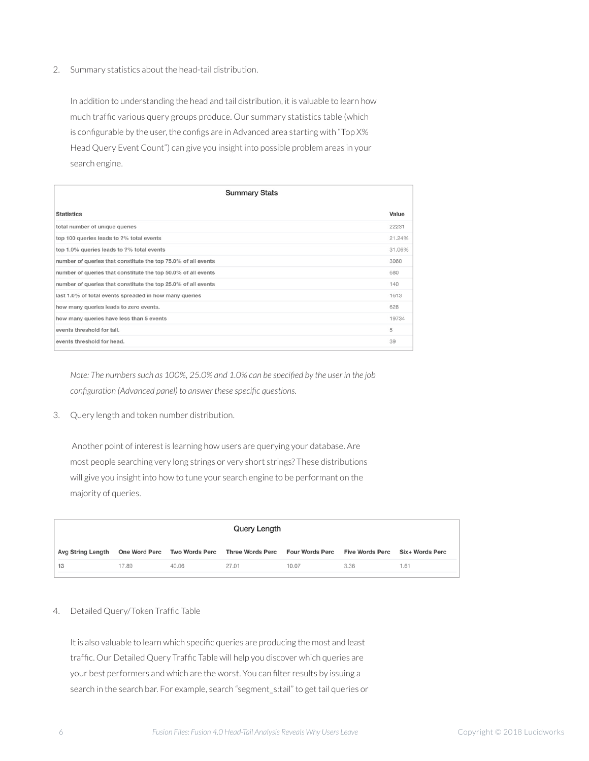2. Summary statistics about the head-tail distribution.

   In addition to understanding the head and tail distribution, it is valuable to learn how much traffic various query groups produce. Our summary statistics table (which is configurable by the user, the configs are in Advanced area starting with "Top X% Head Query Event Count") can give you insight into possible problem areas in your search engine.

**Summary Stats**

| Statistics | Value |
|---|---|
| total number of unique queries | 22231 |
| top 100 queries leads to ?% total events | 21.24% |
| top 1.0% queries leads to ?% total events | 31.06% |
| number of queries that constitute the top 75.0% of all events | 3060 |
| number of queries that constitute the top 50.0% of all events | 680 |
| number of queries that constitute the top 25.0% of all events | 140 |
| last 1.0% of total events spreaded in how many queries | 1613 |
| how many queries leads to zero events. | 628 |
| how many queries have less than 5 events | 19734 |
| events threshold for tail. | 5 |
| events threshold for head. | 39 |

   *Note: The numbers such as 100%, 25.0% and 1.0% can be specified by the user in the job configuration (Advanced panel) to answer these specific questions.*

3. Query length and token number distribution.

   Another point of interest is learning how users are querying your database. Are most people searching very long strings or very short strings? These distributions will give you insight into how to tune your search engine to be performant on the majority of queries.

**Query Length**

| Avg String Length | One Word Perc | Two Words Perc | Three Words Perc | Four Words Perc | Five Words Perc | Six+ Words Perc |
|---|---|---|---|---|---|---|
| 13 | 17.89 | 40.06 | 27.01 | 10.07 | 3.36 | 1.61 |

4. Detailed Query/Token Traffic Table

   It is also valuable to learn which specific queries are producing the most and least traffic. Our Detailed Query Traffic Table will help you discover which queries are your best performers and which are the worst. You can filter results by issuing a search in the search bar. For example, search "segment_s:tail" to get tail queries or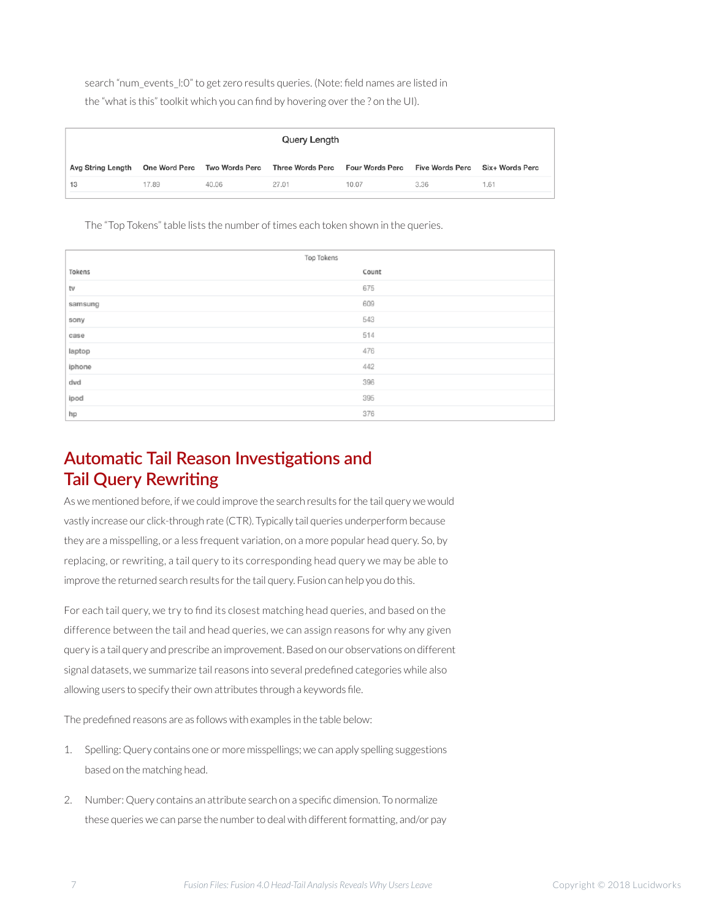search "num_events_l:0" to get zero results queries. (Note: field names are listed in the "what is this" toolkit which you can find by hovering over the ? on the UI).

| Query Length | | | | | | |
|---|---|---|---|---|---|---|
| Avg String Length | One Word Perc | Two Words Perc | Three Words Perc | Four Words Perc | Five Words Perc | Six+ Words Perc |
| 13 | 17.89 | 40.06 | 27.01 | 10.07 | 3.36 | 1.61 |

The "Top Tokens" table lists the number of times each token shown in the queries.

| Top Tokens | |
|---|---|
| Tokens | Count |
| tv | 675 |
| samsung | 609 |
| sony | 543 |
| case | 514 |
| laptop | 476 |
| iphone | 442 |
| dvd | 396 |
| ipod | 395 |
| hp | 376 |

## Automatic Tail Reason Investigations and Tail Query Rewriting

As we mentioned before, if we could improve the search results for the tail query we would vastly increase our click-through rate (CTR). Typically tail queries underperform because they are a misspelling, or a less frequent variation, on a more popular head query. So, by replacing, or rewriting, a tail query to its corresponding head query we may be able to improve the returned search results for the tail query. Fusion can help you do this.

For each tail query, we try to find its closest matching head queries, and based on the difference between the tail and head queries, we can assign reasons for why any given query is a tail query and prescribe an improvement. Based on our observations on different signal datasets, we summarize tail reasons into several predefined categories while also allowing users to specify their own attributes through a keywords file.

The predefined reasons are as follows with examples in the table below:

1. Spelling: Query contains one or more misspellings; we can apply spelling suggestions based on the matching head.
2. Number: Query contains an attribute search on a specific dimension. To normalize these queries we can parse the number to deal with different formatting, and/or pay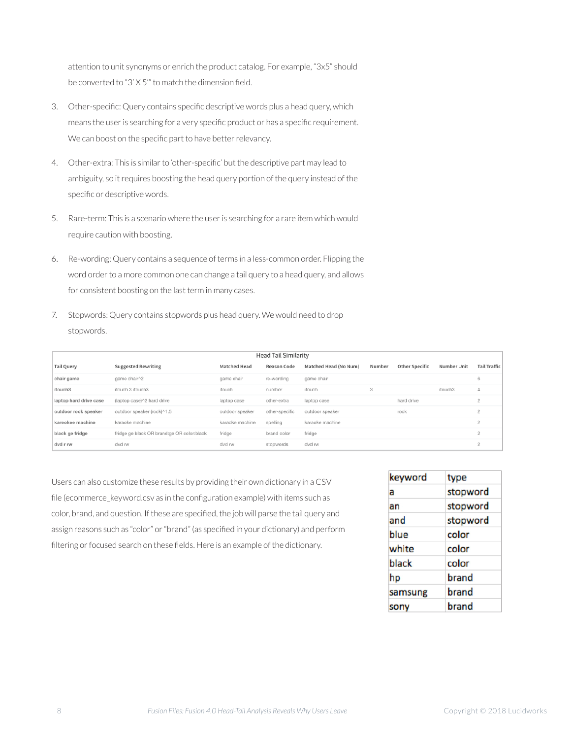attention to unit synonyms or enrich the product catalog. For example, "3x5" should be converted to "3' X 5'" to match the dimension field.

3. Other-specific: Query contains specific descriptive words plus a head query, which means the user is searching for a very specific product or has a specific requirement. We can boost on the specific part to have better relevancy.

4. Other-extra: This is similar to 'other-specific' but the descriptive part may lead to ambiguity, so it requires boosting the head query portion of the query instead of the specific or descriptive words.

5. Rare-term: This is a scenario where the user is searching for a rare item which would require caution with boosting.

6. Re-wording: Query contains a sequence of terms in a less-common order. Flipping the word order to a more common one can change a tail query to a head query, and allows for consistent boosting on the last term in many cases.

7. Stopwords: Query contains stopwords plus head query. We would need to drop stopwords.

Head Tail Similarity

| Tail Query | Suggested Rewriting | Matched Head | Reason Code | Matched Head (No Num) | Number | Other Specific | Number Unit | Tail Traffic |
|---|---|---|---|---|---|---|---|---|
| chair game | game chair^2 | game chair | re-wording | game chair | | | | 6 |
| itouch3 | itouch 3 itouch3 | itouch | number | itouch | 3 | | itouch3 | 4 |
| laptop hard drive case | (laptop case)^2 hard drive | laptop case | other-extra | laptop case | | hard drive | | 2 |
| outdoor rock speaker | outdoor speaker (rock)^1.5 | outdoor speaker | other-specific | outdoor speaker | | rock | | 2 |
| kareokee machine | karaoke machine | karaoke machine | spelling | karaoke machine | | | | 2 |
| black ge fridge | fridge ge black OR brand:ge OR color:black | fridge | brand color | fridge | | | | 2 |
| dvd r rw | dvd rw | dvd rw | stopwords | dvd rw | | | | 2 |

Users can also customize these results by providing their own dictionary in a CSV file (ecommerce_keyword.csv as in the configuration example) with items such as color, brand, and question. If these are specified, the job will parse the tail query and assign reasons such as "color" or "brand" (as specified in your dictionary) and perform filtering or focused search on these fields. Here is an example of the dictionary.

| keyword | type |
|---|---|
| a | stopword |
| an | stopword |
| and | stopword |
| blue | color |
| white | color |
| black | color |
| hp | brand |
| samsung | brand |
| sony | brand |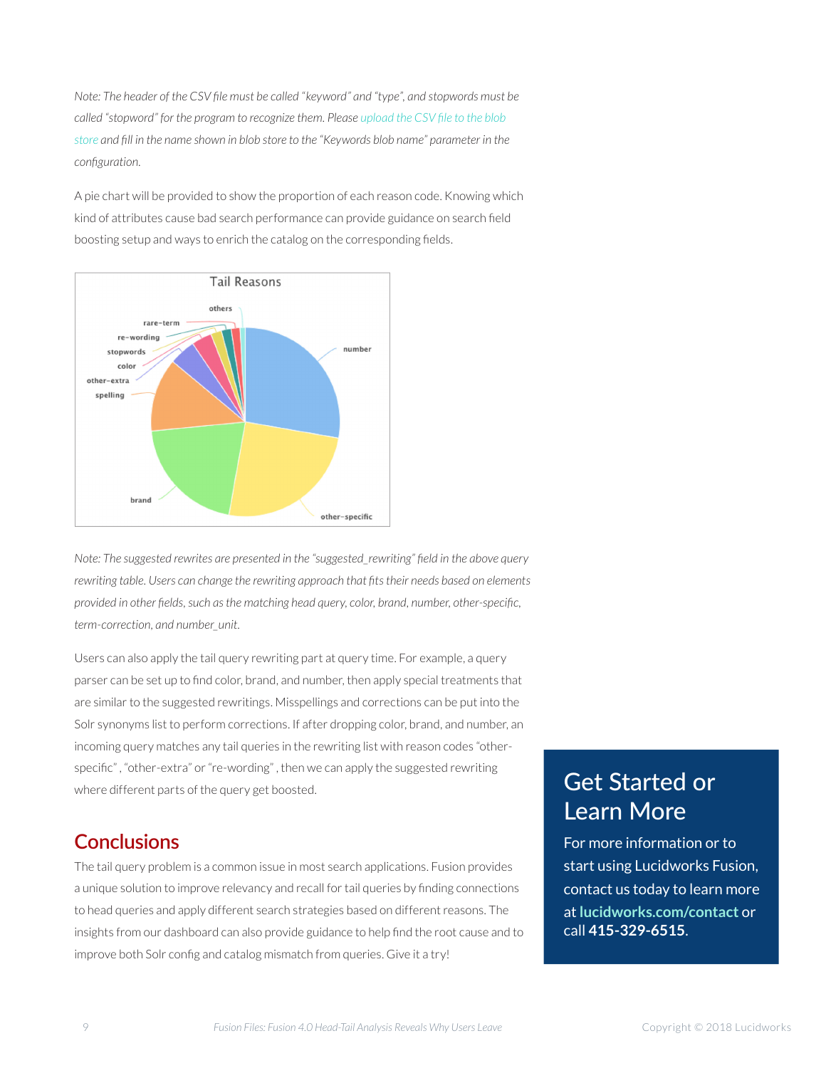*Note: The header of the CSV file must be called "keyword" and "type", and stopwords must be called "stopword" for the program to recognize them. Please upload the CSV file to the blob store and fill in the name shown in blob store to the "Keywords blob name" parameter in the configuration.*

A pie chart will be provided to show the proportion of each reason code. Knowing which kind of attributes cause bad search performance can provide guidance on search field boosting setup and ways to enrich the catalog on the corresponding fields.

Tail Reasons

others
rare-term
re-wording
stopwords
color
other-extra
spelling
number
brand
other-specific

*Note: The suggested rewrites are presented in the "suggested_rewriting" field in the above query rewriting table. Users can change the rewriting approach that fits their needs based on elements provided in other fields, such as the matching head query, color, brand, number, other-specific, term-correction, and number_unit.*

Users can also apply the tail query rewriting part at query time. For example, a query parser can be set up to find color, brand, and number, then apply special treatments that are similar to the suggested rewritings. Misspellings and corrections can be put into the Solr synonyms list to perform corrections. If after dropping color, brand, and number, an incoming query matches any tail queries in the rewriting list with reason codes "other-specific", "other-extra" or "re-wording", then we can apply the suggested rewriting where different parts of the query get boosted.

## Conclusions

The tail query problem is a common issue in most search applications. Fusion provides a unique solution to improve relevancy and recall for tail queries by finding connections to head queries and apply different search strategies based on different reasons. The insights from our dashboard can also provide guidance to help find the root cause and to improve both Solr config and catalog mismatch from queries. Give it a try!

## Get Started or Learn More

For more information or to start using Lucidworks Fusion, contact us today to learn more at **lucidworks.com/contact** or call **415-329-6515**.